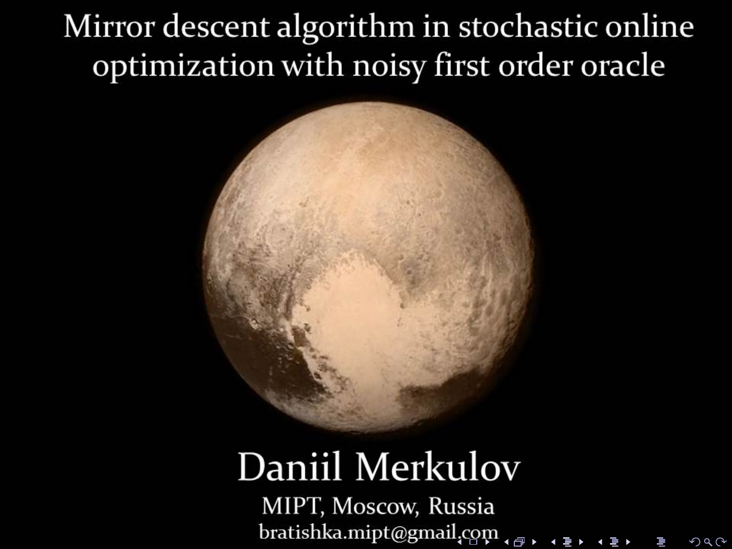# Mirror descent algorithm in stochastic online optimization with noisy first order oracle

Daniil Merkulov

MIPT, Moscow, Russia

bratishka.mipt@gmail.com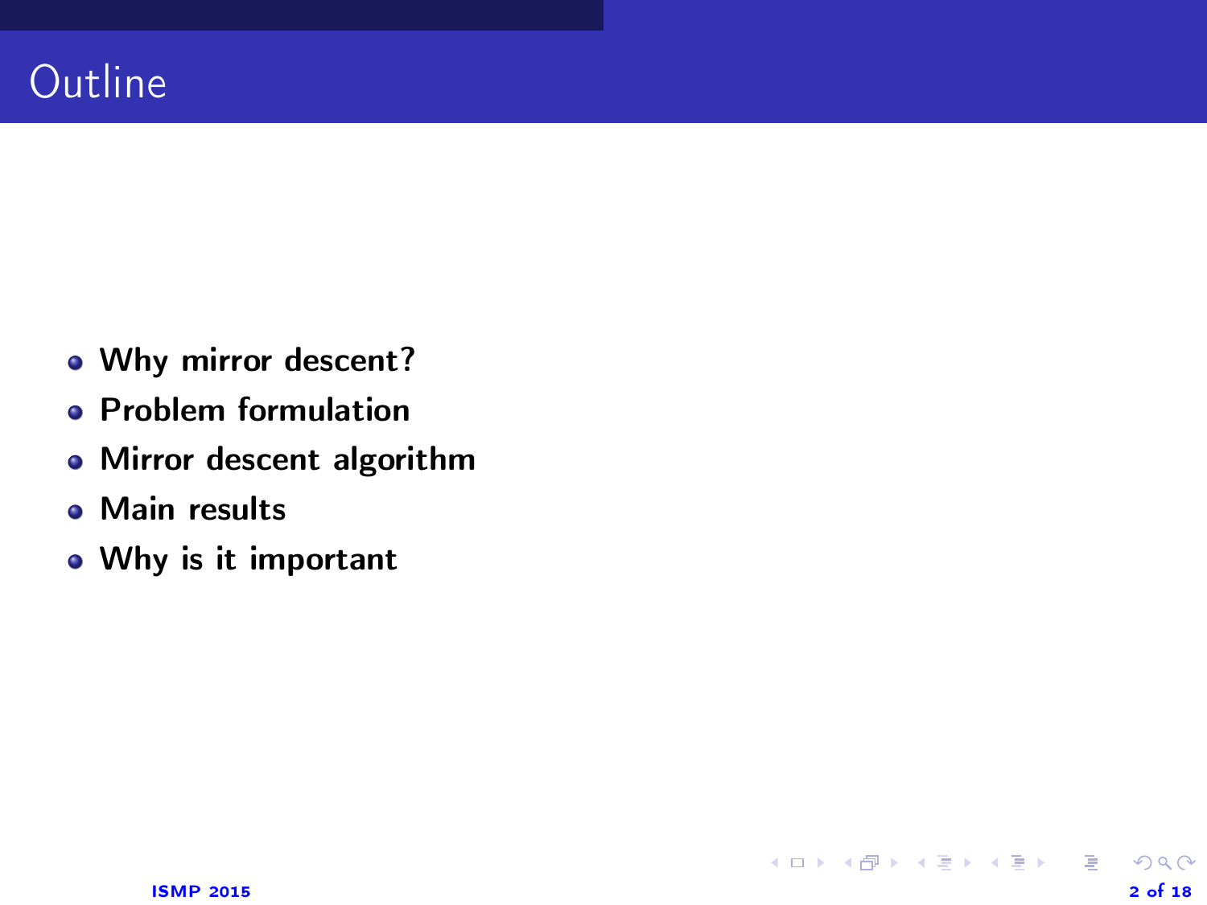# Outline

- **Why mirror descent?**
- **Problem formulation**
- **Mirror descent algorithm**
- **Main results**
- **Why is it important**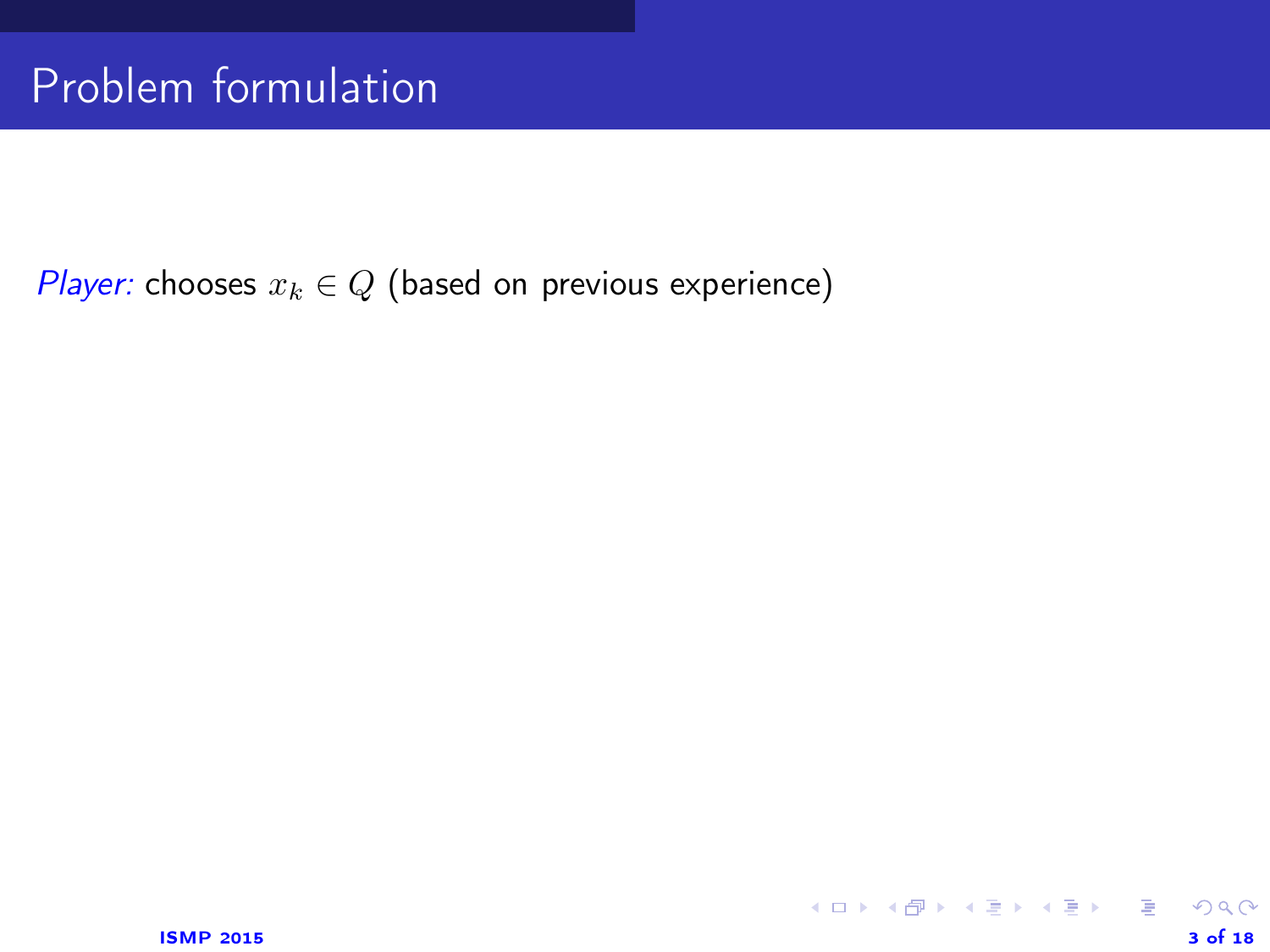# Problem formulation

*Player:* chooses $x_k \in Q$ (based on previous experience)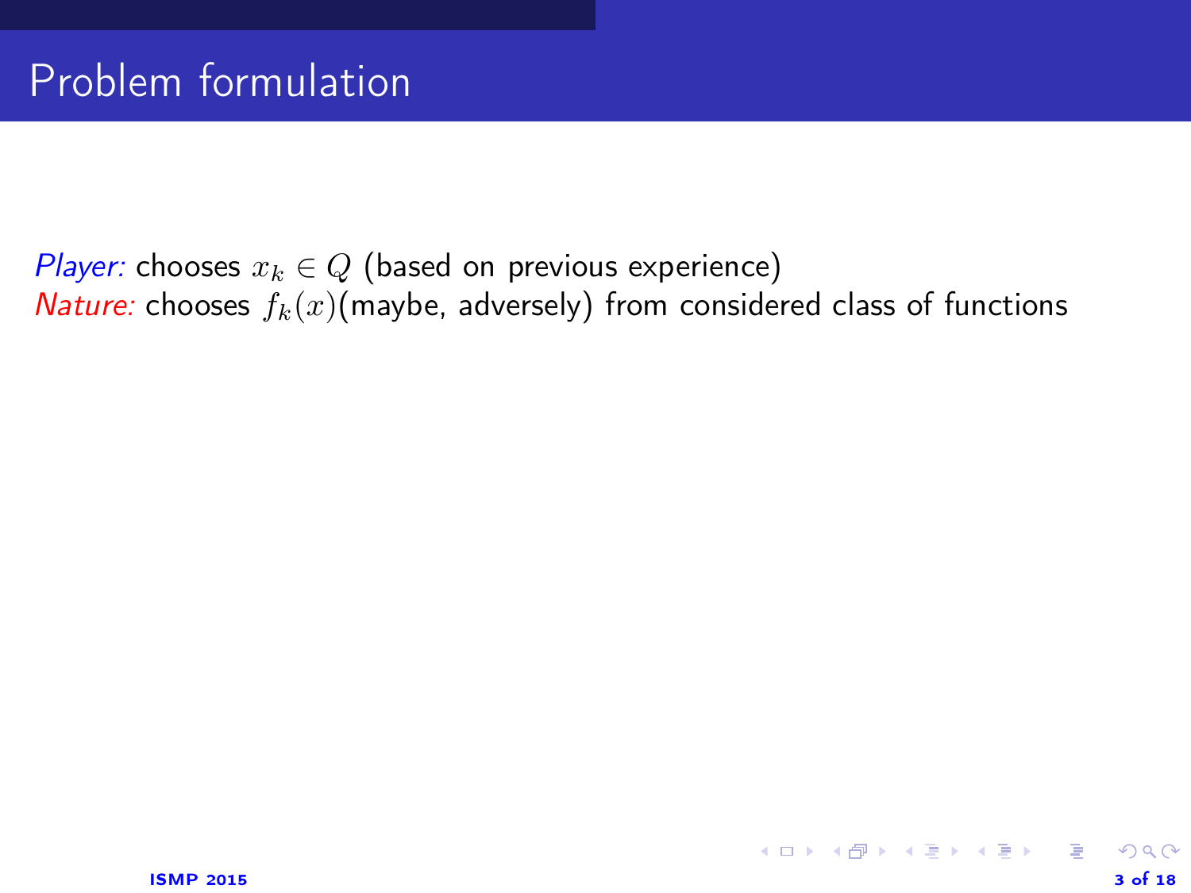# Problem formulation

*Player:* chooses $x_k \in Q$ (based on previous experience)
*Nature:* chooses $f_k(x)$(maybe, adversely) from considered class of functions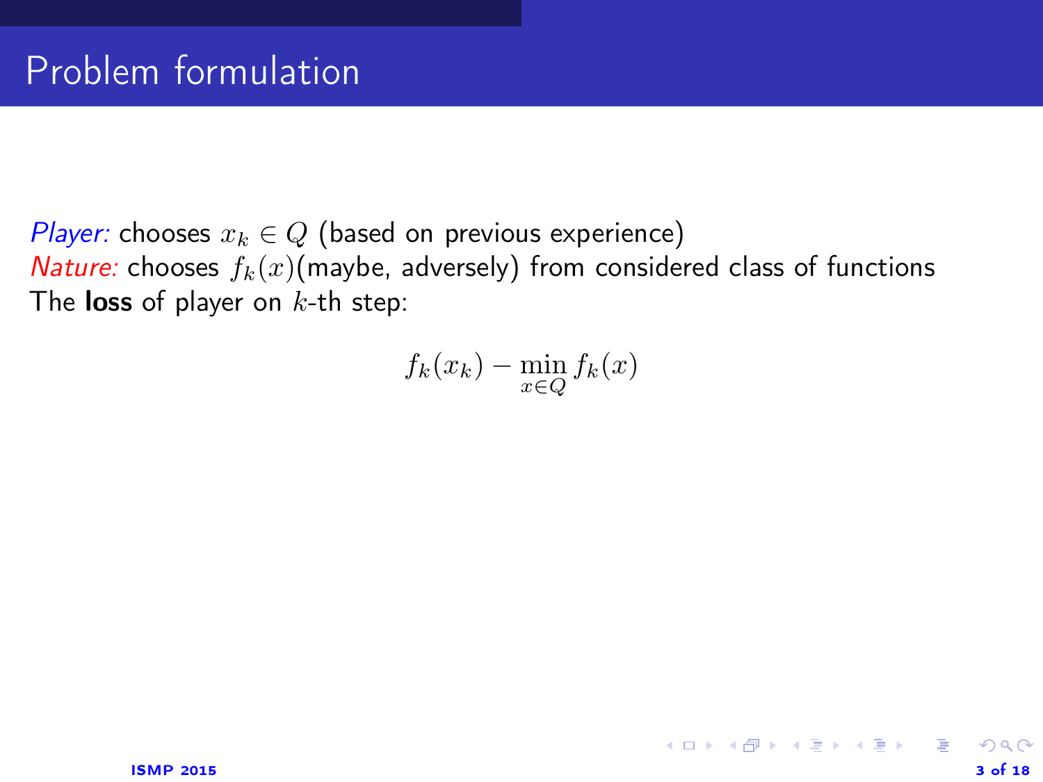# Problem formulation

*Player:* chooses $x_k \in Q$ (based on previous experience)
*Nature:* chooses $f_k(x)$(maybe, adversely) from considered class of functions
The **loss** of player on $k$-th step:

$$f_k(x_k) - \min_{x \in Q} f_k(x)$$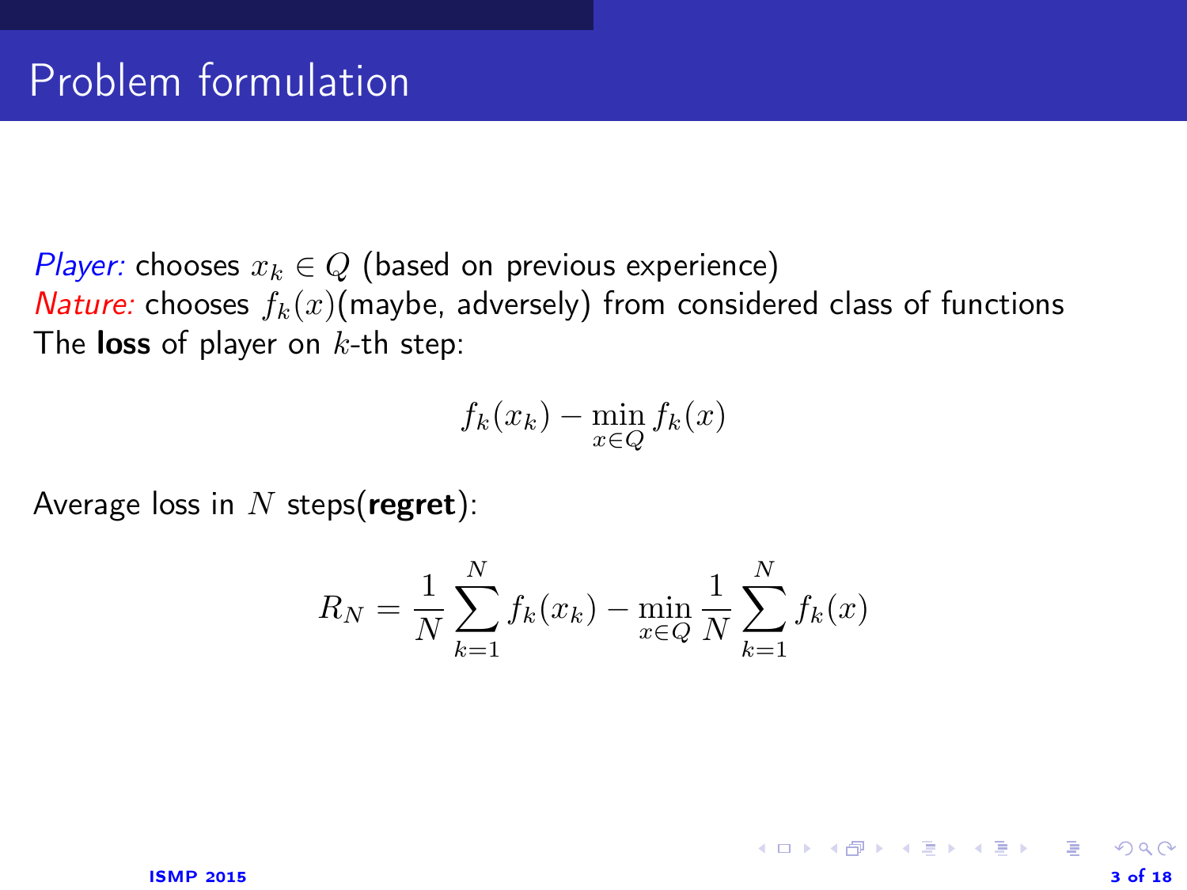# Problem formulation

*Player:* chooses $x_k \in Q$ (based on previous experience)
*Nature:* chooses $f_k(x)$(maybe, adversely) from considered class of functions
The **loss** of player on $k$-th step:

$$f_k(x_k) - \min_{x \in Q} f_k(x)$$

Average loss in $N$ steps(**regret**):

$$R_N = \frac{1}{N} \sum_{k=1}^{N} f_k(x_k) - \min_{x \in Q} \frac{1}{N} \sum_{k=1}^{N} f_k(x)$$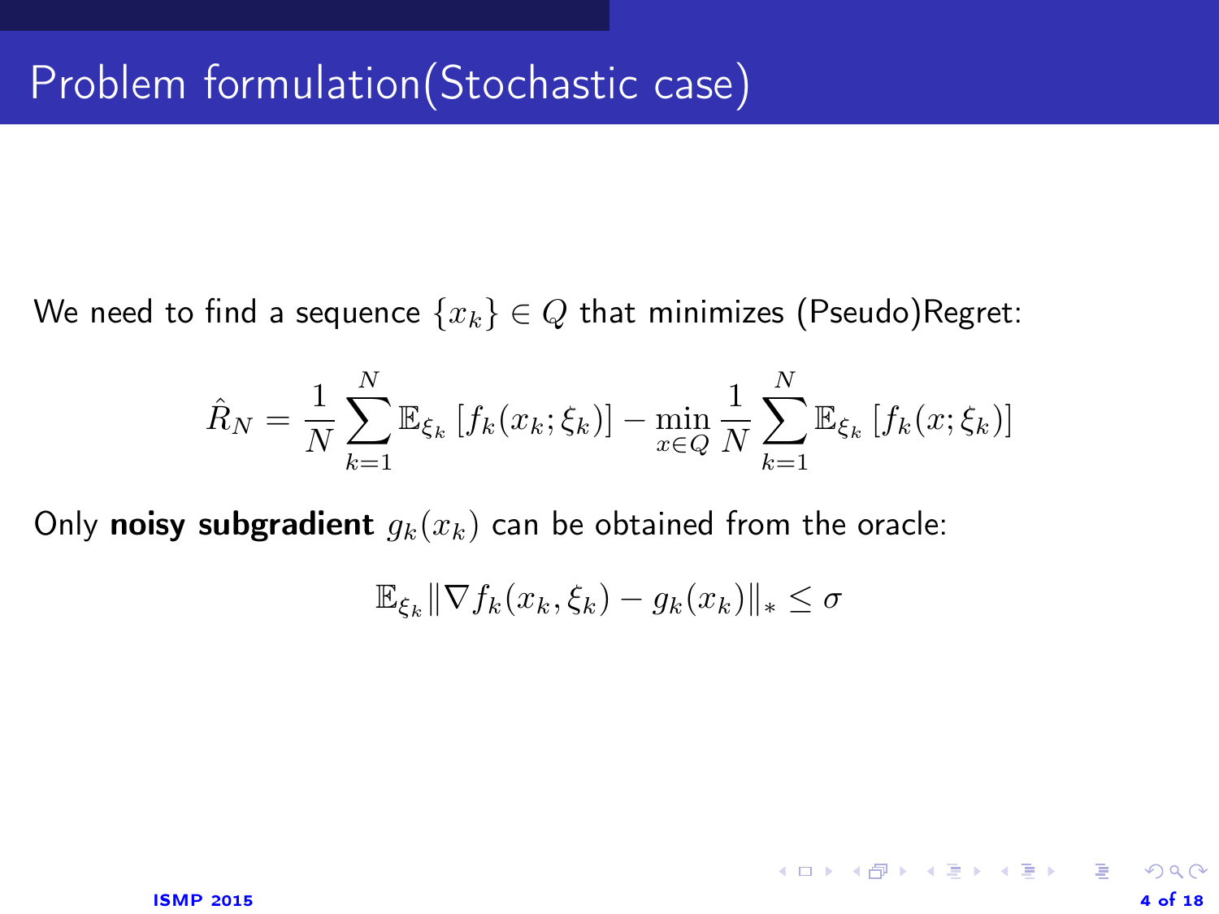# Problem formulation(Stochastic case)

We need to find a sequence $\{x_k\} \in Q$ that minimizes (Pseudo)Regret:

$$\hat{R}_N = \frac{1}{N}\sum_{k=1}^{N} \mathbb{E}_{\xi_k}\left[f_k(x_k;\xi_k)\right] - \min_{x \in Q} \frac{1}{N}\sum_{k=1}^{N} \mathbb{E}_{\xi_k}\left[f_k(x;\xi_k)\right]$$

Only **noisy subgradient** $g_k(x_k)$ can be obtained from the oracle:

$$\mathbb{E}_{\xi_k}\|\nabla f_k(x_k,\xi_k) - g_k(x_k)\|_* \leq \sigma$$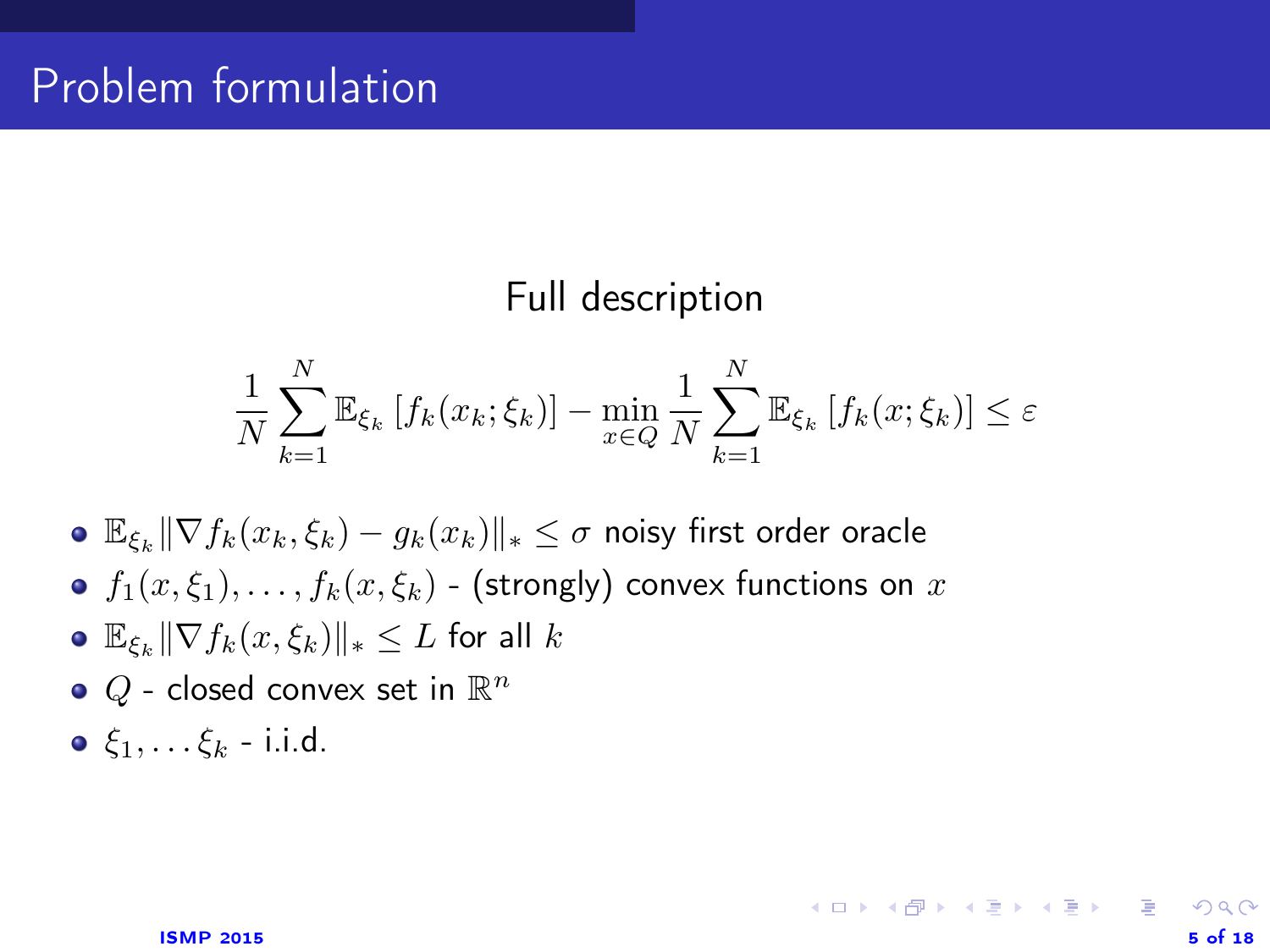# Problem formulation

## Full description

$$\frac{1}{N}\sum_{k=1}^{N}\mathbb{E}_{\xi_k}\left[f_k(x_k;\xi_k)\right]-\min_{x\in Q}\frac{1}{N}\sum_{k=1}^{N}\mathbb{E}_{\xi_k}\left[f_k(x;\xi_k)\right]\leq\varepsilon$$

- $\mathbb{E}_{\xi_k}\|\nabla f_k(x_k,\xi_k)-g_k(x_k)\|_*\leq\sigma$ noisy first order oracle
- $f_1(x,\xi_1),\ldots,f_k(x,\xi_k)$ - (strongly) convex functions on $x$
- $\mathbb{E}_{\xi_k}\|\nabla f_k(x,\xi_k)\|_*\leq L$ for all $k$
- $Q$ - closed convex set in $\mathbb{R}^n$
- $\xi_1,\ldots\xi_k$ - i.i.d.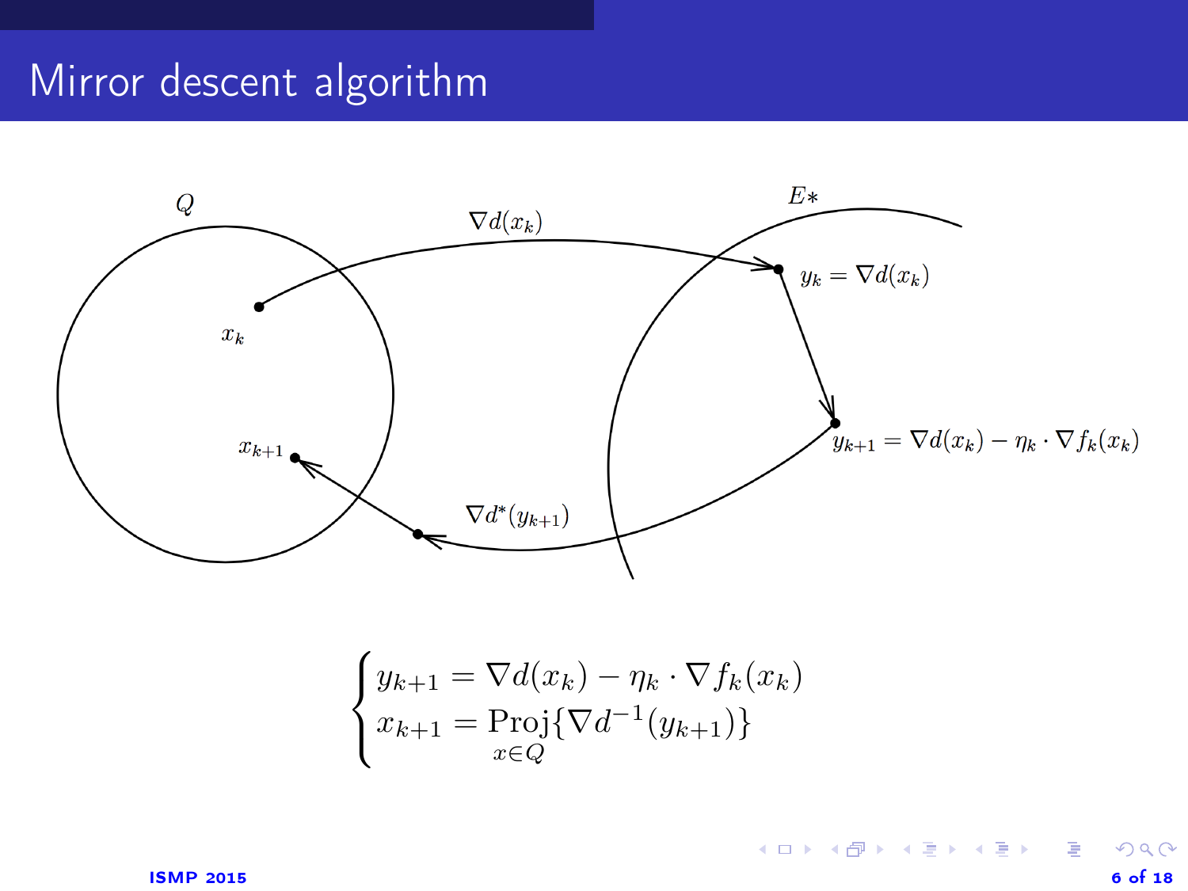# Mirror descent algorithm

$Q$

$\nabla d(x_k)$

$E*$

$y_k = \nabla d(x_k)$

$x_k$

$y_{k+1} = \nabla d(x_k) - \eta_k \cdot \nabla f_k(x_k)$

$x_{k+1}$

$\nabla d^*(y_{k+1})$

$$
\begin{cases}
y_{k+1} = \nabla d(x_k) - \eta_k \cdot \nabla f_k(x_k) \\
x_{k+1} = \underset{x \in Q}{\text{Proj}}\{\nabla d^{-1}(y_{k+1})\}
\end{cases}
$$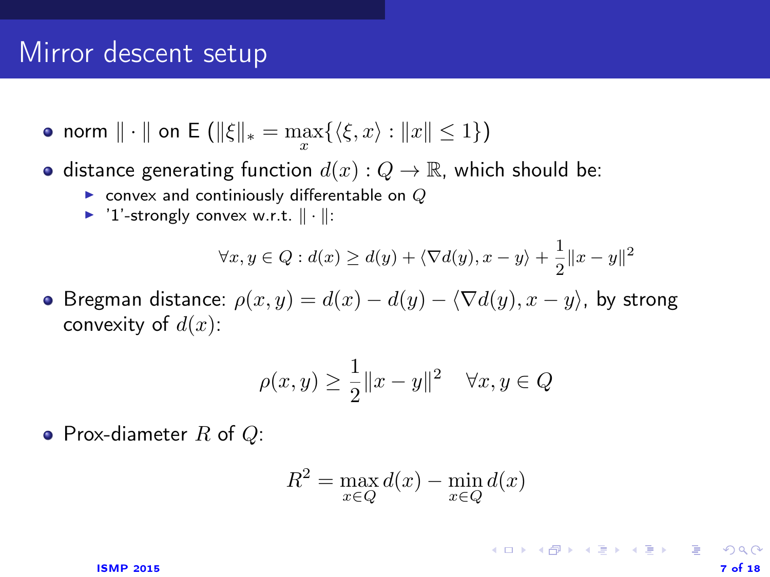# Mirror descent setup

- norm $\|\cdot\|$ on E ($\|\xi\|_* = \max_x \{\langle \xi, x \rangle : \|x\| \leq 1\}$)
- distance generating function $d(x) : Q \to \mathbb{R}$, which should be:
  - convex and continiously differentable on $Q$
  - '1'-strongly convex w.r.t. $\|\cdot\|$:

$$\forall x, y \in Q : d(x) \geq d(y) + \langle \nabla d(y), x - y \rangle + \frac{1}{2}\|x - y\|^2$$

- Bregman distance: $\rho(x, y) = d(x) - d(y) - \langle \nabla d(y), x - y \rangle$, by strong convexity of $d(x)$:

$$\rho(x, y) \geq \frac{1}{2}\|x - y\|^2 \quad \forall x, y \in Q$$

- Prox-diameter $R$ of $Q$:

$$R^2 = \max_{x \in Q} d(x) - \min_{x \in Q} d(x)$$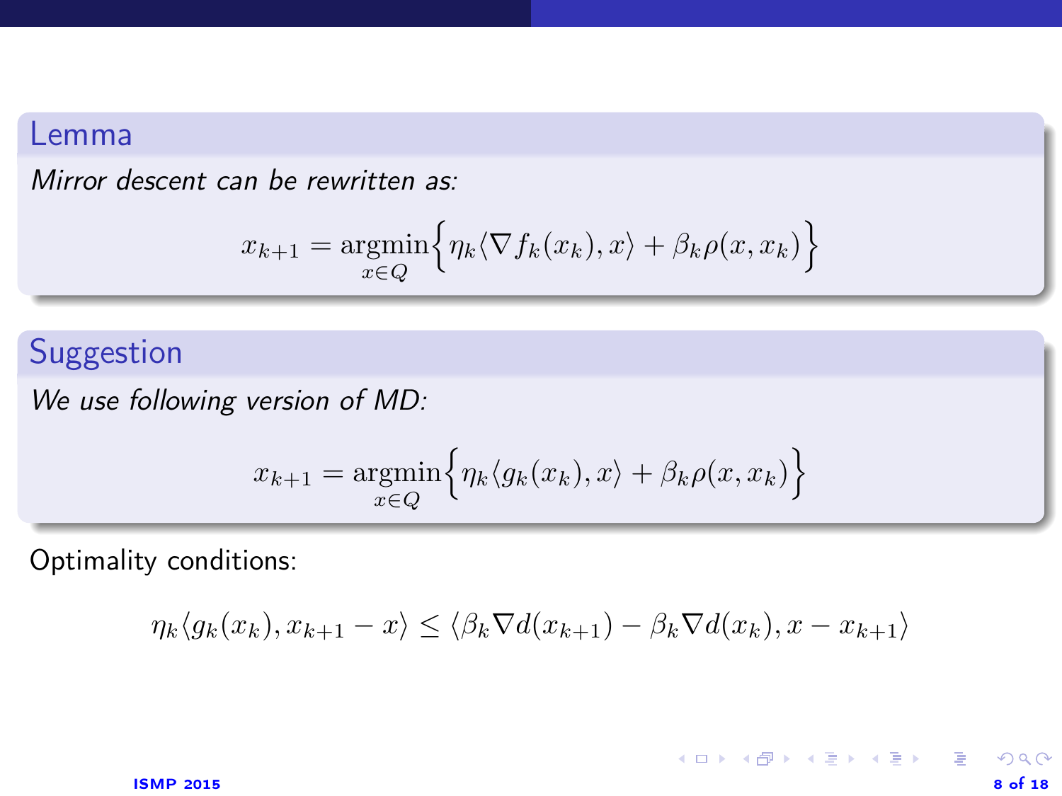**Lemma**

*Mirror descent can be rewritten as:*

$$x_{k+1} = \operatorname*{argmin}_{x \in Q} \Big\{ \eta_k \langle \nabla f_k(x_k), x \rangle + \beta_k \rho(x, x_k) \Big\}$$

**Suggestion**

*We use following version of MD:*

$$x_{k+1} = \operatorname*{argmin}_{x \in Q} \Big\{ \eta_k \langle g_k(x_k), x \rangle + \beta_k \rho(x, x_k) \Big\}$$

Optimality conditions:

$$\eta_k \langle g_k(x_k), x_{k+1} - x \rangle \le \langle \beta_k \nabla d(x_{k+1}) - \beta_k \nabla d(x_k), x - x_{k+1} \rangle$$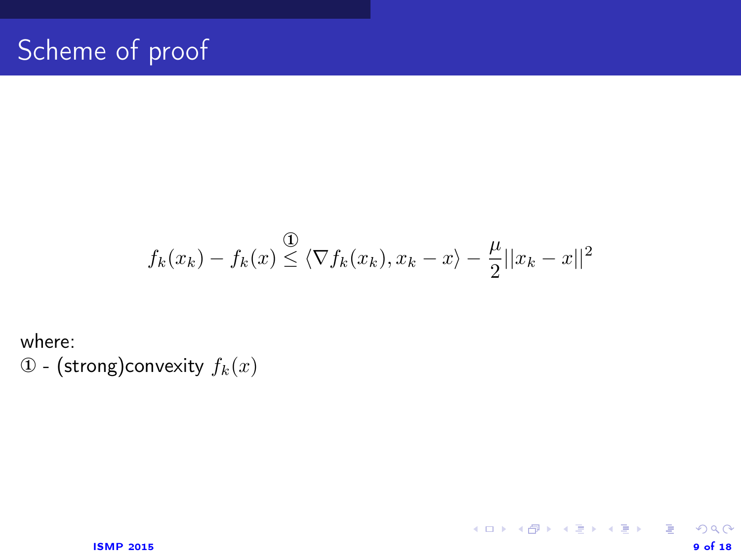# Scheme of proof

$$f_k(x_k) - f_k(x) \overset{①}{\leq} \langle \nabla f_k(x_k), x_k - x \rangle - \frac{\mu}{2} ||x_k - x||^2$$

where:

① - (strong)convexity $f_k(x)$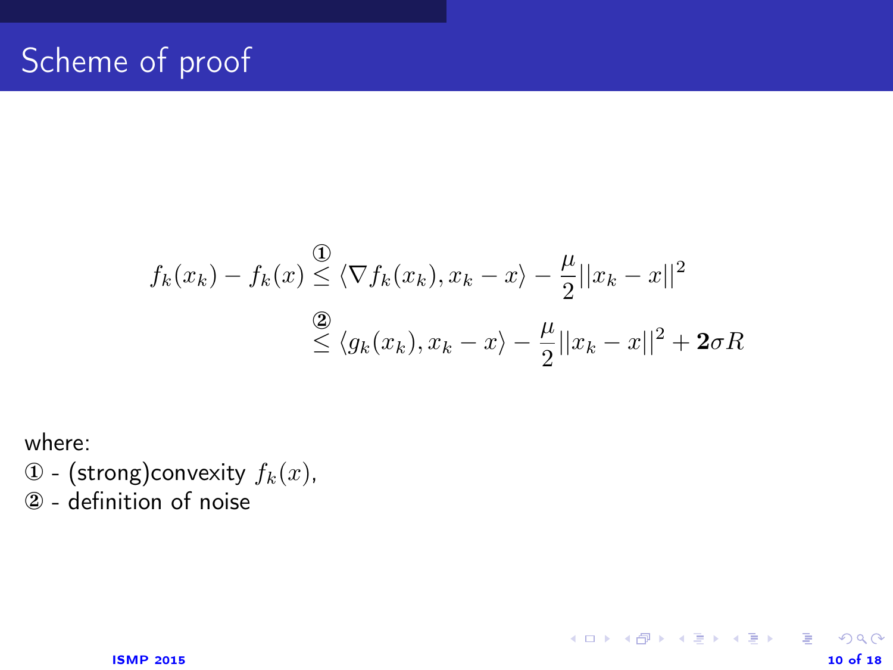# Scheme of proof

$$
\begin{aligned}
f_k(x_k) - f_k(x) &\overset{①}{\leq} \langle \nabla f_k(x_k), x_k - x \rangle - \frac{\mu}{2}||x_k - x||^2 \\
&\overset{②}{\leq} \langle g_k(x_k), x_k - x \rangle - \frac{\mu}{2}||x_k - x||^2 + \mathbf{2}\sigma R
\end{aligned}
$$

where:

① - (strong)convexity $f_k(x)$,

② - definition of noise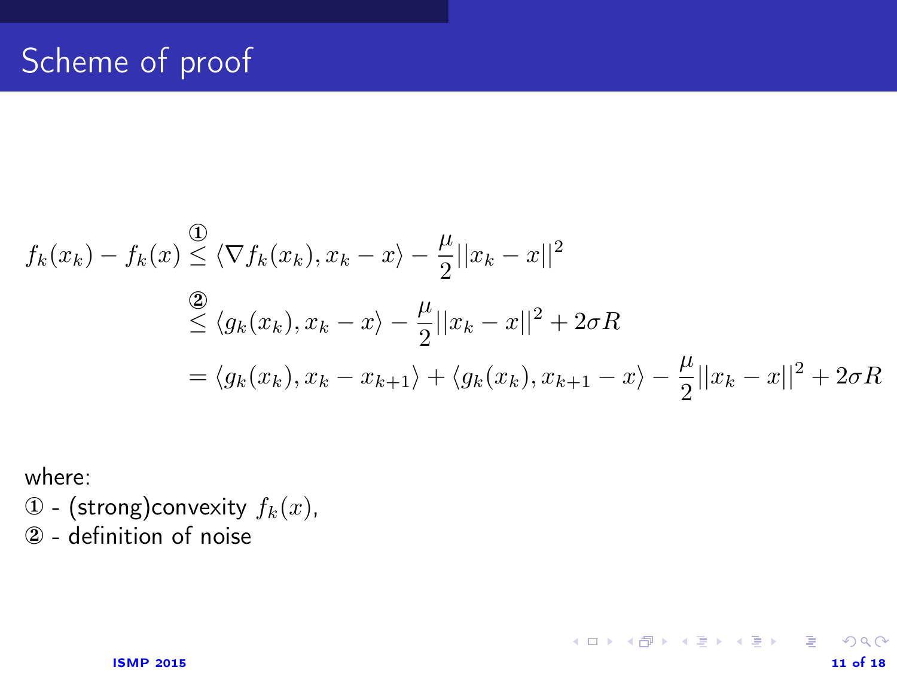# Scheme of proof

$$
\begin{aligned}
f_k(x_k) - f_k(x) &\overset{①}{\leq} \langle \nabla f_k(x_k), x_k - x \rangle - \frac{\mu}{2}||x_k - x||^2 \\
&\overset{②}{\leq} \langle g_k(x_k), x_k - x \rangle - \frac{\mu}{2}||x_k - x||^2 + 2\sigma R \\
&= \langle g_k(x_k), x_k - x_{k+1} \rangle + \langle g_k(x_k), x_{k+1} - x \rangle - \frac{\mu}{2}||x_k - x||^2 + 2\sigma R
\end{aligned}
$$

where:

① - (strong)convexity $f_k(x)$,

② - definition of noise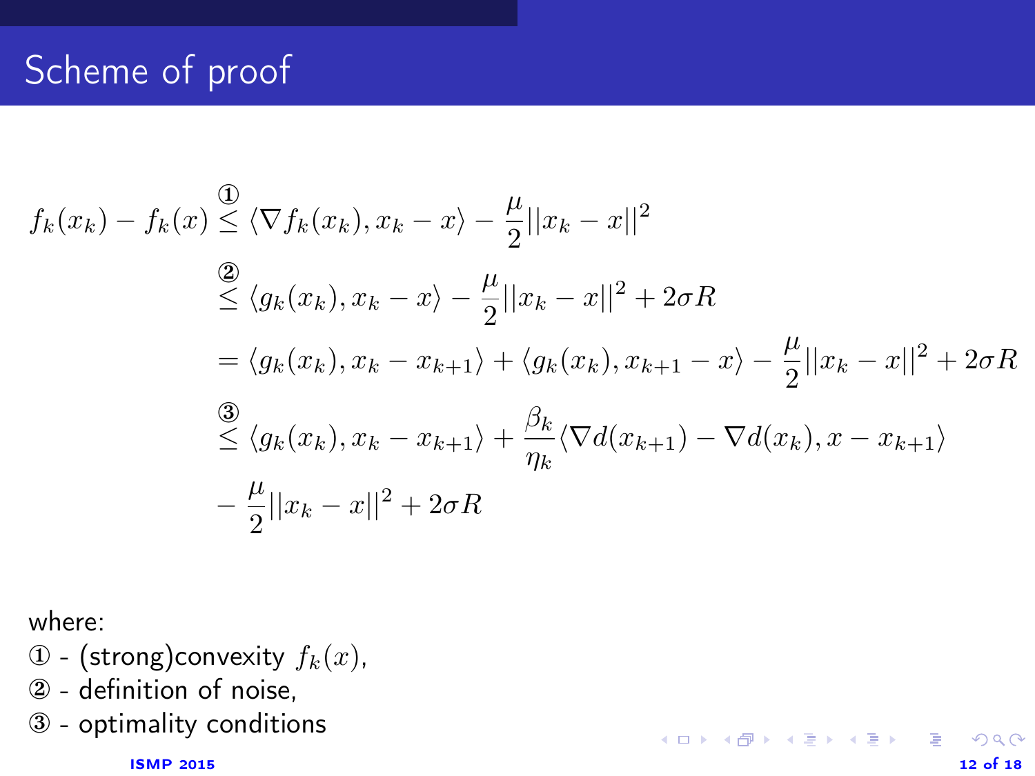# Scheme of proof

$$
\begin{aligned}
f_k(x_k) - f_k(x) &\overset{①}{\leq} \langle \nabla f_k(x_k), x_k - x \rangle - \frac{\mu}{2}||x_k - x||^2 \\
&\overset{②}{\leq} \langle g_k(x_k), x_k - x \rangle - \frac{\mu}{2}||x_k - x||^2 + 2\sigma R \\
&= \langle g_k(x_k), x_k - x_{k+1} \rangle + \langle g_k(x_k), x_{k+1} - x \rangle - \frac{\mu}{2}||x_k - x||^2 + 2\sigma R \\
&\overset{③}{\leq} \langle g_k(x_k), x_k - x_{k+1} \rangle + \frac{\beta_k}{\eta_k}\langle \nabla d(x_{k+1}) - \nabla d(x_k), x - x_{k+1} \rangle \\
&- \frac{\mu}{2}||x_k - x||^2 + 2\sigma R
\end{aligned}
$$

where:

① - (strong)convexity $f_k(x)$,

② - definition of noise,

③ - optimality conditions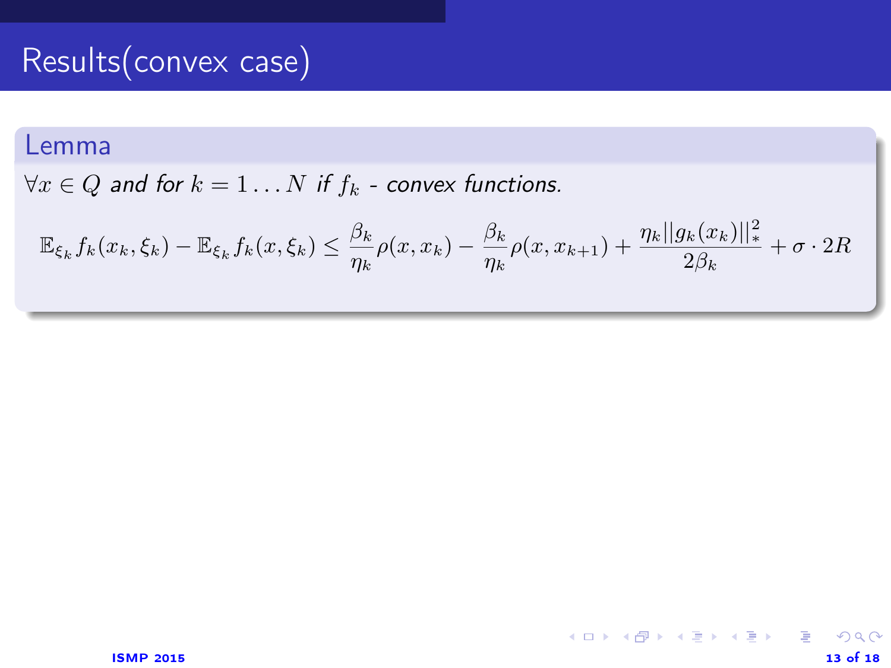# Results(convex case)

**Lemma**

*$\forall x \in Q$ and for $k = 1 \dots N$ if $f_k$ - convex functions.*

$$\mathbb{E}_{\xi_k} f_k(x_k, \xi_k) - \mathbb{E}_{\xi_k} f_k(x, \xi_k) \leq \frac{\beta_k}{\eta_k} \rho(x, x_k) - \frac{\beta_k}{\eta_k} \rho(x, x_{k+1}) + \frac{\eta_k ||g_k(x_k)||_*^2}{2\beta_k} + \sigma \cdot 2R$$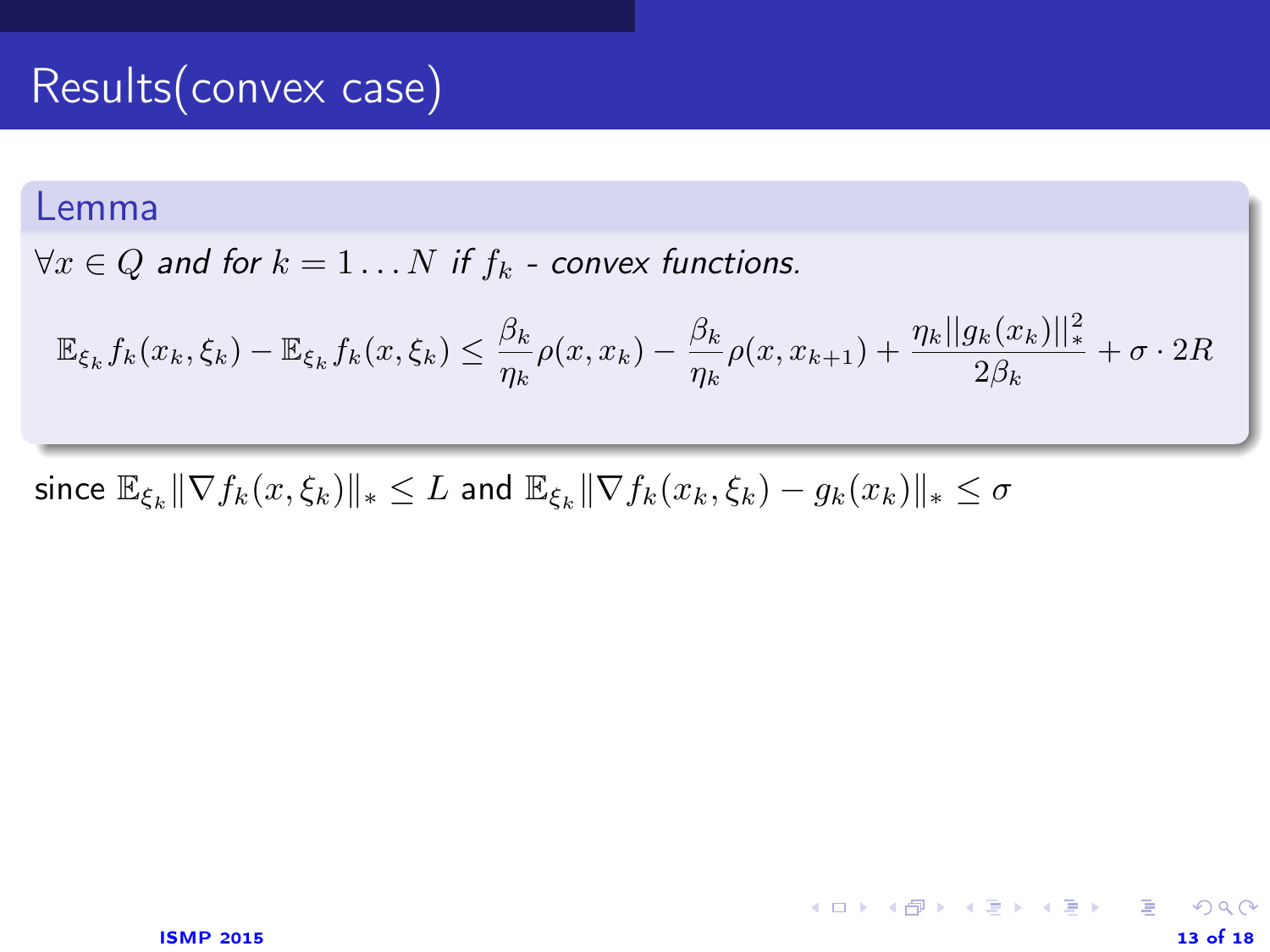# Results(convex case)

**Lemma**

*$\forall x \in Q$ and for $k = 1 \dots N$ if $f_k$ - convex functions.*

$$\mathbb{E}_{\xi_k} f_k(x_k, \xi_k) - \mathbb{E}_{\xi_k} f_k(x, \xi_k) \leq \frac{\beta_k}{\eta_k}\rho(x, x_k) - \frac{\beta_k}{\eta_k}\rho(x, x_{k+1}) + \frac{\eta_k ||g_k(x_k)||_*^2}{2\beta_k} + \sigma \cdot 2R$$

since $\mathbb{E}_{\xi_k}\|\nabla f_k(x, \xi_k)\|_* \leq L$ and $\mathbb{E}_{\xi_k}\|\nabla f_k(x_k, \xi_k) - g_k(x_k)\|_* \leq \sigma$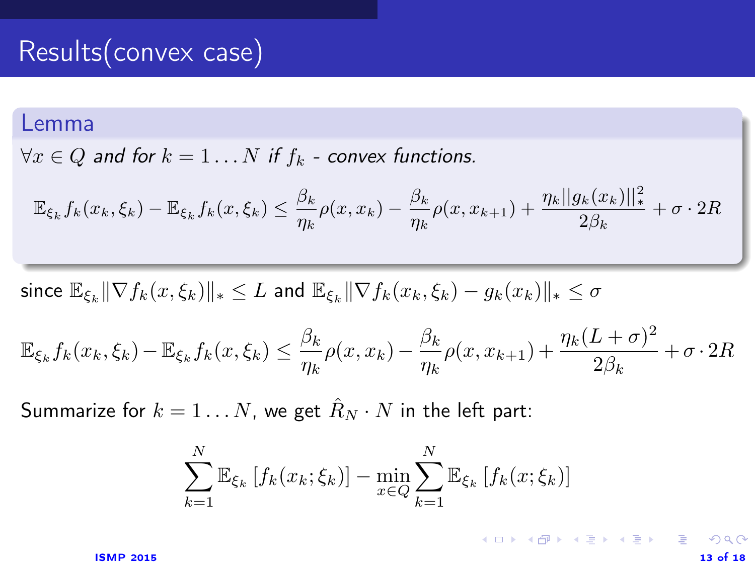# Results(convex case)

**Lemma**

*$\forall x \in Q$ and for $k = 1 \dots N$ if $f_k$ - convex functions.*

$$\mathbb{E}_{\xi_k} f_k(x_k, \xi_k) - \mathbb{E}_{\xi_k} f_k(x, \xi_k) \leq \frac{\beta_k}{\eta_k}\rho(x, x_k) - \frac{\beta_k}{\eta_k}\rho(x, x_{k+1}) + \frac{\eta_k ||g_k(x_k)||_*^2}{2\beta_k} + \sigma \cdot 2R$$

since $\mathbb{E}_{\xi_k}\|\nabla f_k(x, \xi_k)\|_* \leq L$ and $\mathbb{E}_{\xi_k}\|\nabla f_k(x_k, \xi_k) - g_k(x_k)\|_* \leq \sigma$

$$\mathbb{E}_{\xi_k} f_k(x_k, \xi_k) - \mathbb{E}_{\xi_k} f_k(x, \xi_k) \leq \frac{\beta_k}{\eta_k}\rho(x, x_k) - \frac{\beta_k}{\eta_k}\rho(x, x_{k+1}) + \frac{\eta_k (L + \sigma)^2}{2\beta_k} + \sigma \cdot 2R$$

Summarize for $k = 1 \dots N$, we get $\hat{R}_N \cdot N$ in the left part:

$$\sum_{k=1}^{N} \mathbb{E}_{\xi_k}\left[f_k(x_k; \xi_k)\right] - \min_{x \in Q} \sum_{k=1}^{N} \mathbb{E}_{\xi_k}\left[f_k(x; \xi_k)\right]$$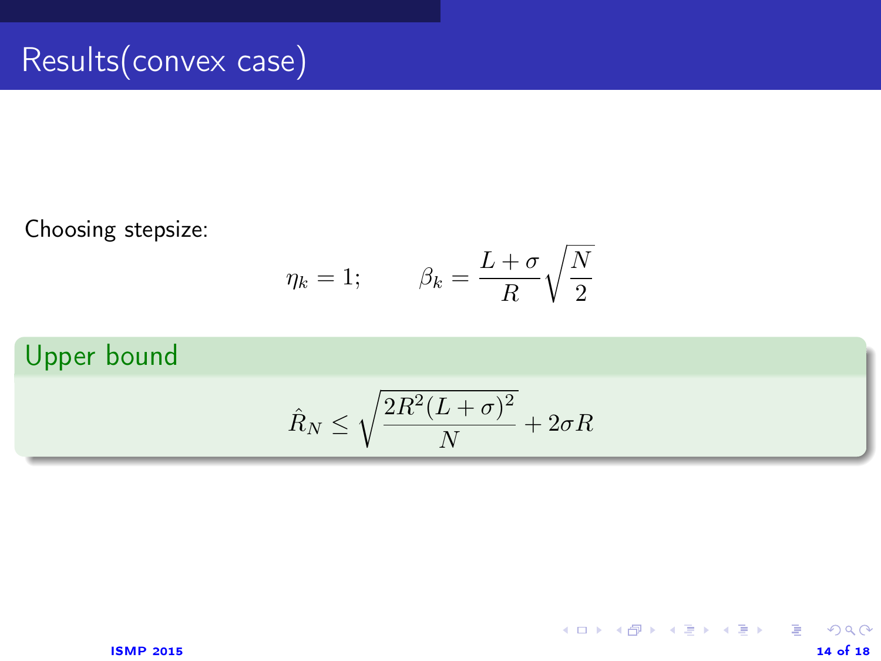# Results(convex case)

Choosing stepsize:

$$\eta_k = 1; \qquad \beta_k = \frac{L+\sigma}{R}\sqrt{\frac{N}{2}}$$

**Upper bound**

$$\hat{R}_N \leq \sqrt{\frac{2R^2(L+\sigma)^2}{N}} + 2\sigma R$$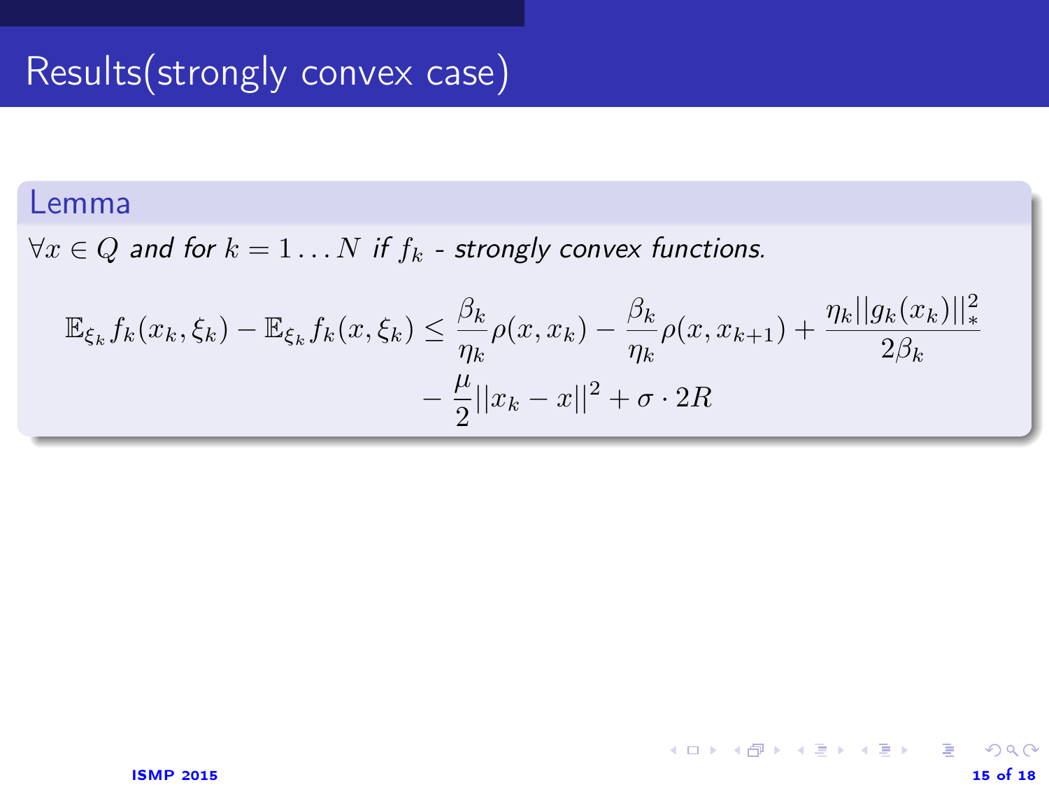# Results(strongly convex case)

**Lemma**

*$\forall x \in Q$ and for $k = 1 \dots N$ if $f_k$ - strongly convex functions.*

$$\mathbb{E}_{\xi_k} f_k(x_k, \xi_k) - \mathbb{E}_{\xi_k} f_k(x, \xi_k) \leq \frac{\beta_k}{\eta_k}\rho(x, x_k) - \frac{\beta_k}{\eta_k}\rho(x, x_{k+1}) + \frac{\eta_k ||g_k(x_k)||_*^2}{2\beta_k} - \frac{\mu}{2}||x_k - x||^2 + \sigma \cdot 2R$$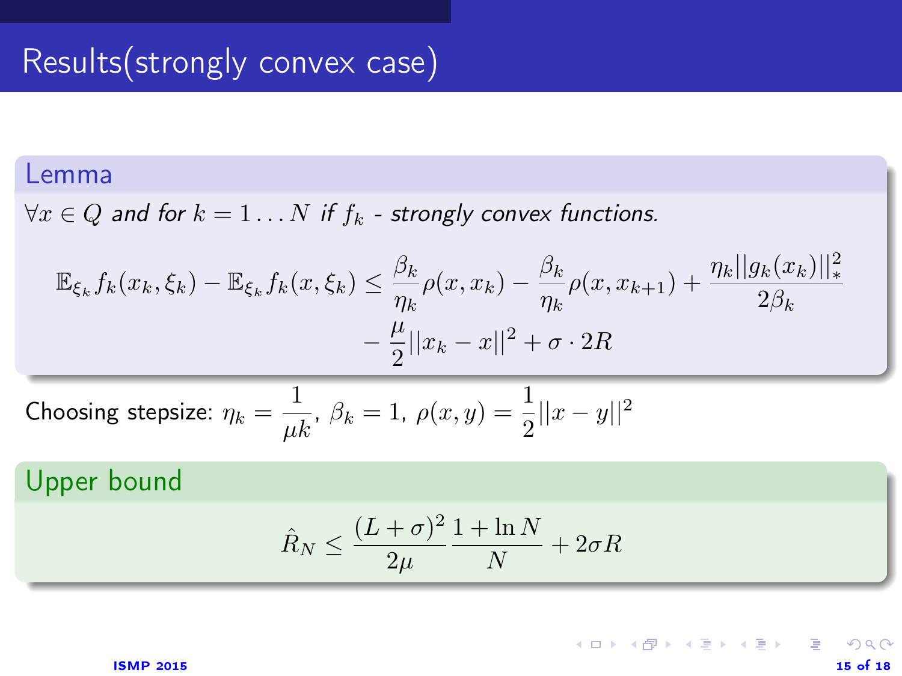# Results(strongly convex case)

**Lemma**

*$\forall x \in Q$ and for $k = 1 \dots N$ if $f_k$ - strongly convex functions.*

$$\mathbb{E}_{\xi_k} f_k(x_k, \xi_k) - \mathbb{E}_{\xi_k} f_k(x, \xi_k) \leq \frac{\beta_k}{\eta_k}\rho(x, x_k) - \frac{\beta_k}{\eta_k}\rho(x, x_{k+1}) + \frac{\eta_k ||g_k(x_k)||_*^2}{2\beta_k} - \frac{\mu}{2}||x_k - x||^2 + \sigma \cdot 2R$$

Choosing stepsize: $\eta_k = \frac{1}{\mu k}$, $\beta_k = 1$, $\rho(x, y) = \frac{1}{2}||x - y||^2$

**Upper bound**

$$\hat{R}_N \leq \frac{(L + \sigma)^2}{2\mu} \frac{1 + \ln N}{N} + 2\sigma R$$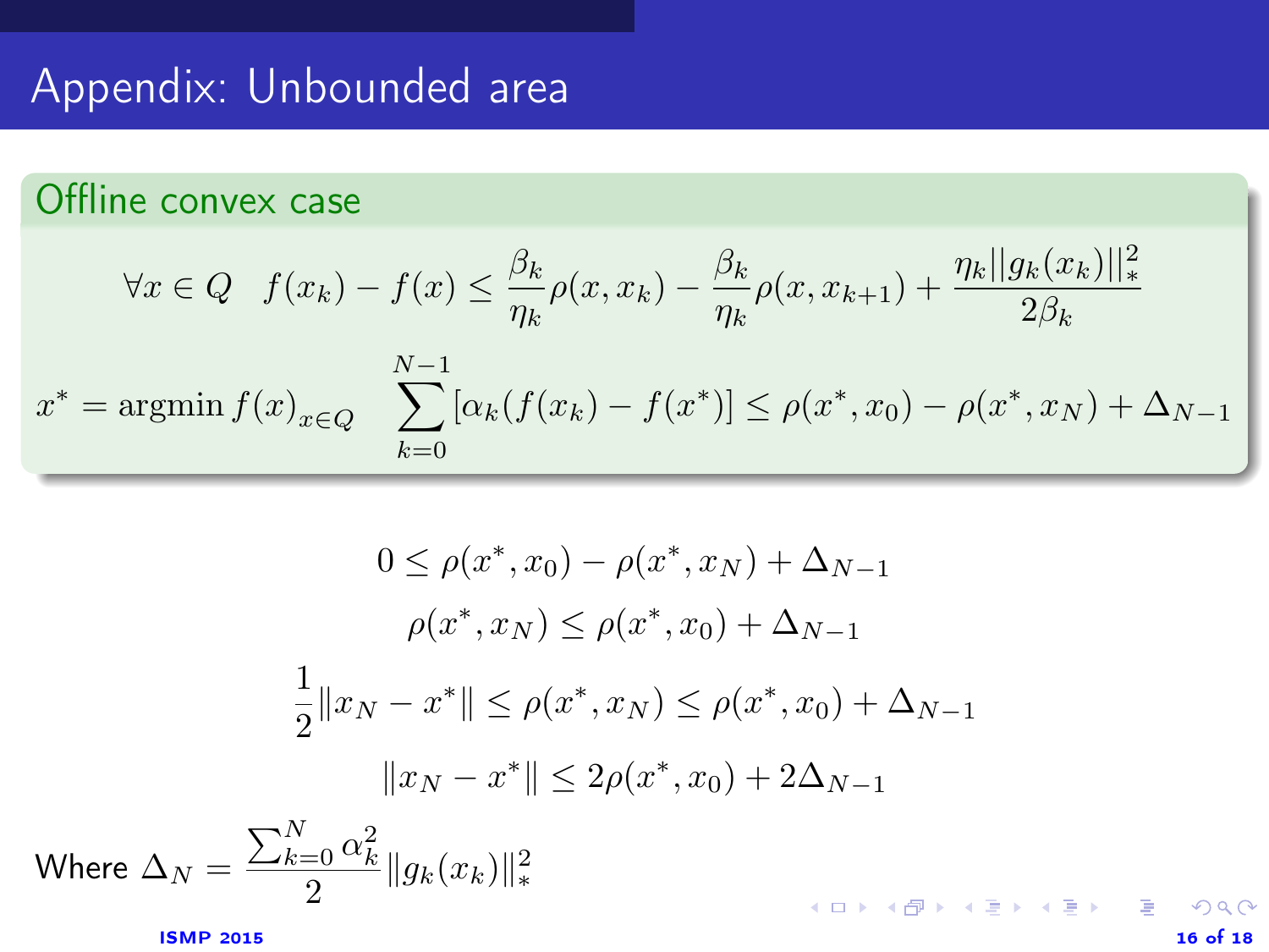# Appendix: Unbounded area

## Offline convex case

$$\forall x \in Q \quad f(x_k) - f(x) \leq \frac{\beta_k}{\eta_k}\rho(x, x_k) - \frac{\beta_k}{\eta_k}\rho(x, x_{k+1}) + \frac{\eta_k ||g_k(x_k)||_*^2}{2\beta_k}$$

$$x^* = \operatorname{argmin} f(x)_{x \in Q} \quad \sum_{k=0}^{N-1} [\alpha_k (f(x_k) - f(x^*)] \leq \rho(x^*, x_0) - \rho(x^*, x_N) + \Delta_{N-1}$$

$$0 \leq \rho(x^*, x_0) - \rho(x^*, x_N) + \Delta_{N-1}$$

$$\rho(x^*, x_N) \leq \rho(x^*, x_0) + \Delta_{N-1}$$

$$\frac{1}{2}\|x_N - x^*\| \leq \rho(x^*, x_N) \leq \rho(x^*, x_0) + \Delta_{N-1}$$

$$\|x_N - x^*\| \leq 2\rho(x^*, x_0) + 2\Delta_{N-1}$$

Where $\Delta_N = \frac{\sum_{k=0}^{N} \alpha_k^2}{2} \|g_k(x_k)\|_*^2$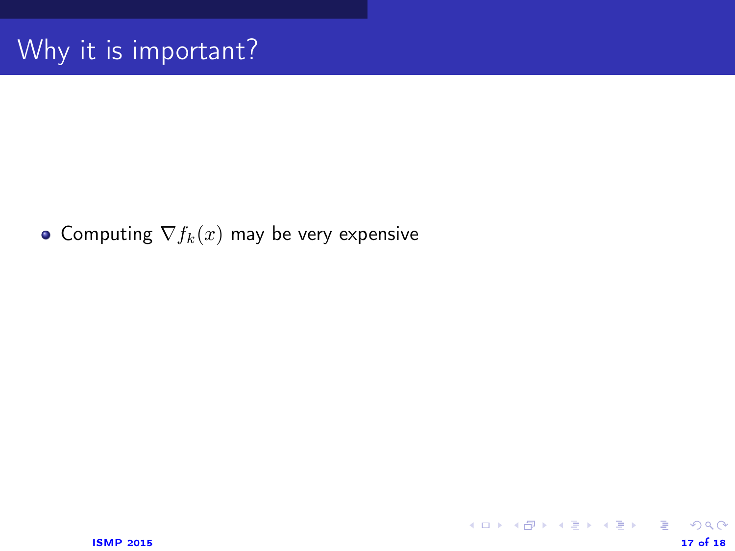# Why it is important?

- Computing $\nabla f_k(x)$ may be very expensive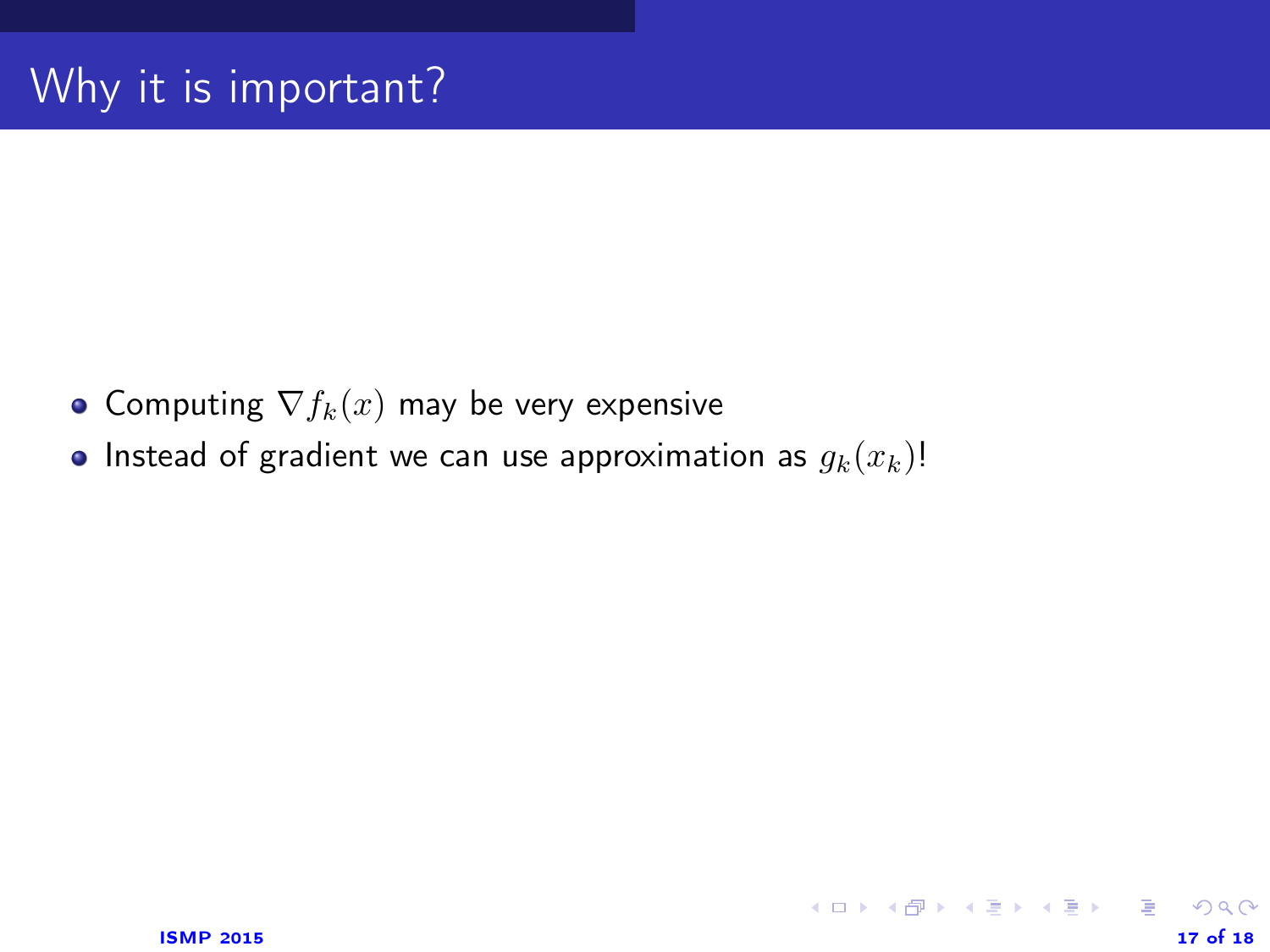# Why it is important?

- Computing $\nabla f_k(x)$ may be very expensive
- Instead of gradient we can use approximation as $g_k(x_k)$!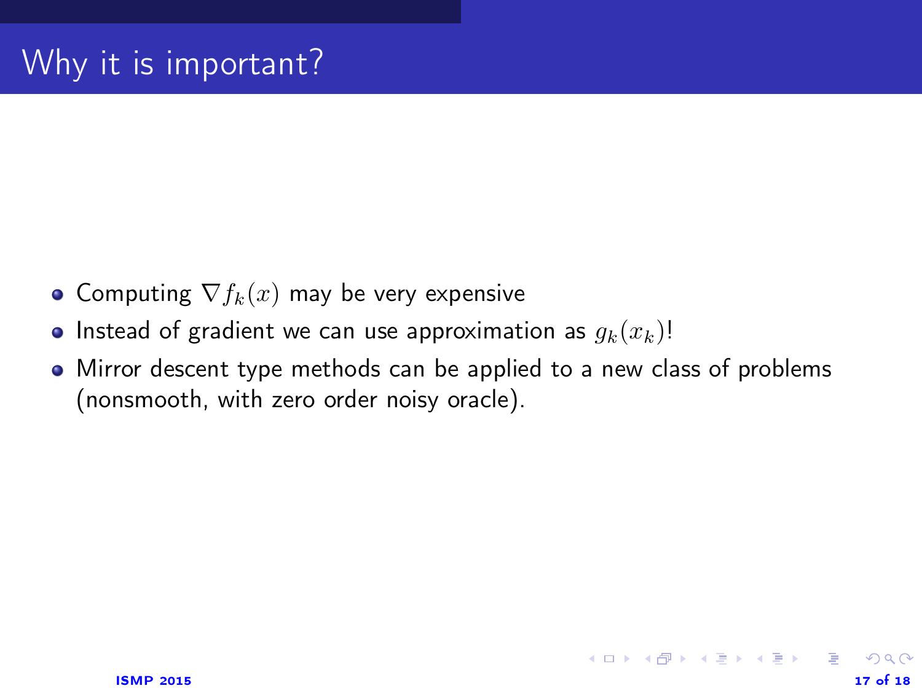# Why it is important?

- Computing $\nabla f_k(x)$ may be very expensive
- Instead of gradient we can use approximation as $g_k(x_k)$!
- Mirror descent type methods can be applied to a new class of problems (nonsmooth, with zero order noisy oracle).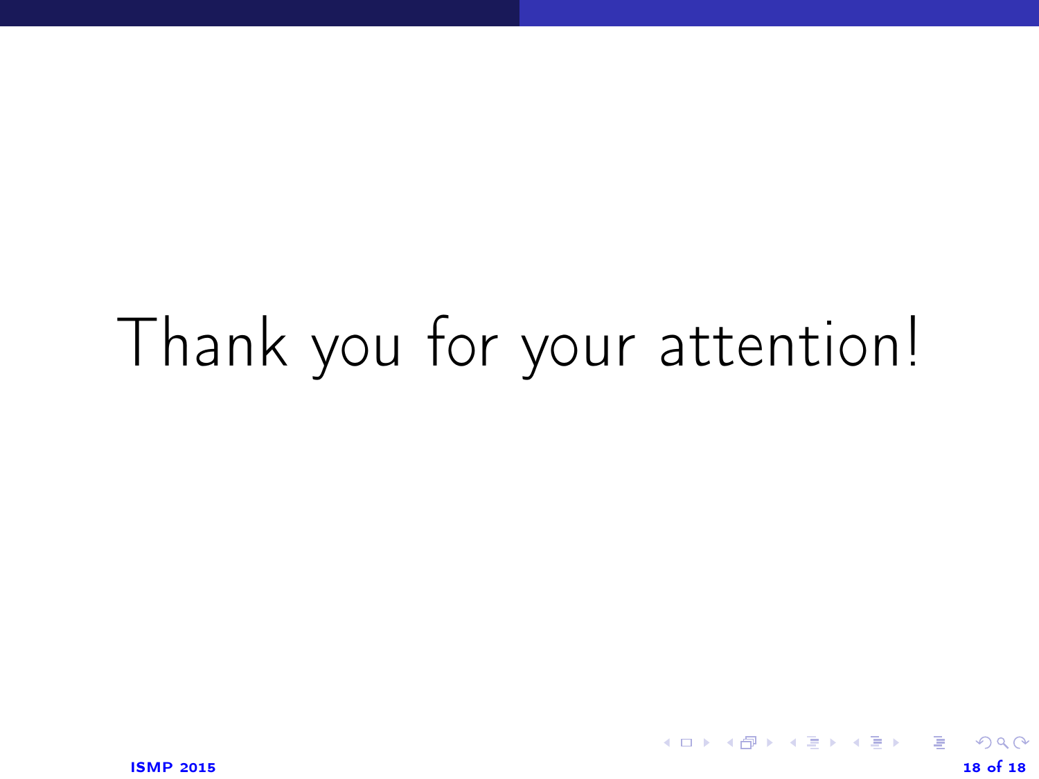Thank you for your attention!